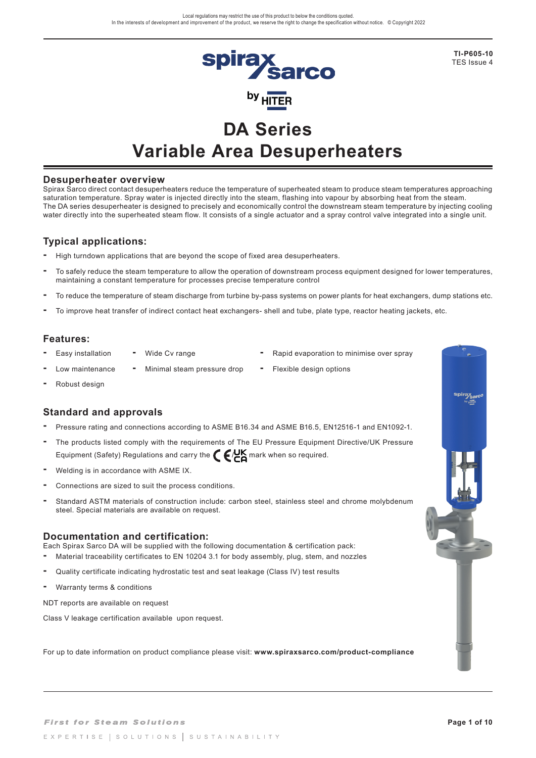Local regulations may restrict the use of this product to below the conditions quoted.
In the interests of development and improvement of the product, we reserve the right to change the specification without notice. © Copyright 2022

**TI-P605-10**
TES Issue 4

# DA Series
# Variable Area Desuperheaters

## Desuperheater overview

Spirax Sarco direct contact desuperheaters reduce the temperature of superheated steam to produce steam temperatures approaching saturation temperature. Spray water is injected directly into the steam, flashing into vapour by absorbing heat from the steam.
The DA series desuperheater is designed to precisely and economically control the downstream steam temperature by injecting cooling water directly into the superheated steam flow. It consists of a single actuator and a spray control valve integrated into a single unit.

## Typical applications:

- High turndown applications that are beyond the scope of fixed area desuperheaters.
- To safely reduce the steam temperature to allow the operation of downstream process equipment designed for lower temperatures, maintaining a constant temperature for processes precise temperature control
- To reduce the temperature of steam discharge from turbine by-pass systems on power plants for heat exchangers, dump stations etc.
- To improve heat transfer of indirect contact heat exchangers- shell and tube, plate type, reactor heating jackets, etc.

## Features:

- Easy installation
- Low maintenance
- Robust design
- Wide Cv range
- Minimal steam pressure drop
- Rapid evaporation to minimise over spray
- Flexible design options

## Standard and approvals

- Pressure rating and connections according to ASME B16.34 and ASME B16.5, EN12516-1 and EN1092-1.
- The products listed comply with the requirements of The EU Pressure Equipment Directive/UK Pressure Equipment (Safety) Regulations and carry the CE/UKCA mark when so required.
- Welding is in accordance with ASME IX.
- Connections are sized to suit the process conditions.
- Standard ASTM materials of construction include: carbon steel, stainless steel and chrome molybdenum steel. Special materials are available on request.

## Documentation and certification:

Each Spirax Sarco DA will be supplied with the following documentation & certification pack:

- Material traceability certificates to EN 10204 3.1 for body assembly, plug, stem, and nozzles
- Quality certificate indicating hydrostatic test and seat leakage (Class IV) test results
- Warranty terms & conditions

NDT reports are available on request

Class V leakage certification available upon request.

For up to date information on product compliance please visit: **www.spiraxsarco.com/product-compliance**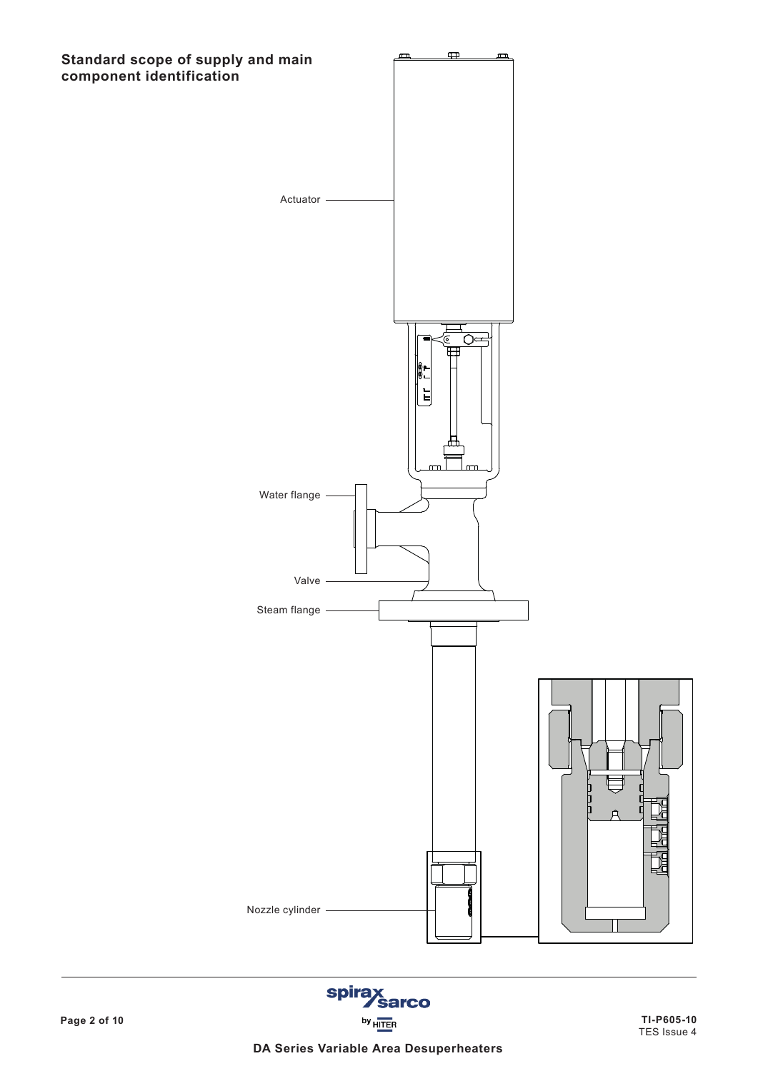## Standard scope of supply and main component identification

Actuator

Water flange

Valve

Steam flange

Nozzle cylinder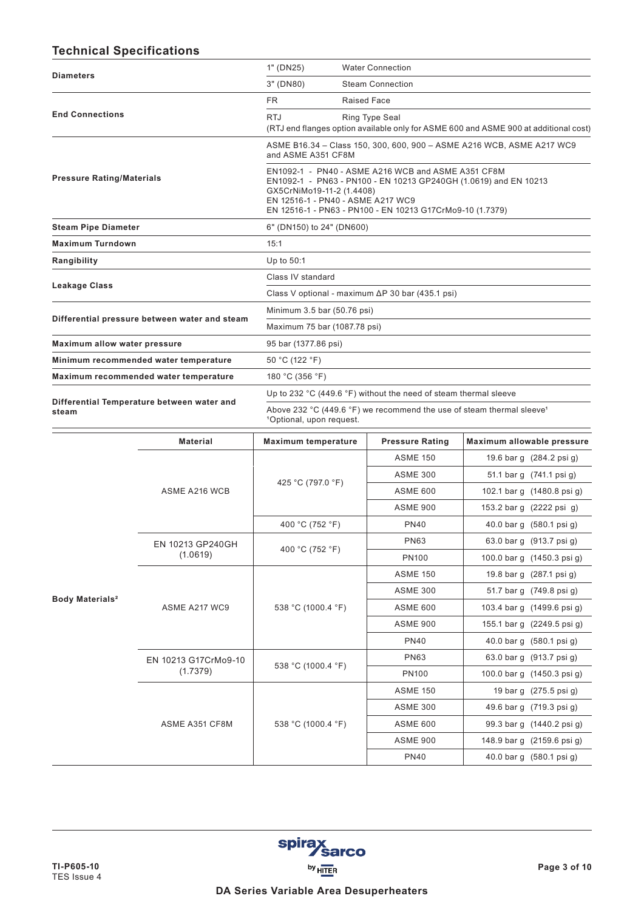## Technical Specifications

| | | |
|---|---|---|
| **Diameters** | 1" (DN25) | Water Connection |
| | 3" (DN80) | Steam Connection |
| **End Connections** | FR | Raised Face |
| | RTJ | Ring Type Seal (RTJ end flanges option available only for ASME 600 and ASME 900 at additional cost) |
| **Pressure Rating/Materials** | ASME B16.34 – Class 150, 300, 600, 900 – ASME A216 WCB, ASME A217 WC9 and ASME A351 CF8M | |
| | EN1092-1 - PN40 - ASME A216 WCB and ASME A351 CF8M<br>EN1092-1 - PN63 - PN100 - EN 10213 GP240GH (1.0619) and EN 10213 GX5CrNiMo19-11-2 (1.4408)<br>EN 12516-1 - PN40 - ASME A217 WC9<br>EN 12516-1 - PN63 - PN100 - EN 10213 G17CrMo9-10 (1.7379) | |
| **Steam Pipe Diameter** | 6" (DN150) to 24" (DN600) | |
| **Maximum Turndown** | 15:1 | |
| **Rangibility** | Up to 50:1 | |
| **Leakage Class** | Class IV standard | |
| | Class V optional - maximum ΔP 30 bar (435.1 psi) | |
| **Differential pressure between water and steam** | Minimum 3.5 bar (50.76 psi) | |
| | Maximum 75 bar (1087.78 psi) | |
| **Maximum allow water pressure** | 95 bar (1377.86 psi) | |
| **Minimum recommended water temperature** | 50 °C (122 °F) | |
| **Maximum recommended water temperature** | 180 °C (356 °F) | |
| **Differential Temperature between water and steam** | Up to 232 °C (449.6 °F) without the need of steam thermal sleeve | |
| | Above 232 °C (449.6 °F) we recommend the use of steam thermal sleeve[1]<br>[1]Optional, upon request. | |

| | Material | Maximum temperature | Pressure Rating | Maximum allowable pressure |
|---|---|---|---|---|
| **Body Materials[2]** | ASME A216 WCB | 425 °C (797.0 °F) | ASME 150 | 19.6 bar g (284.2 psi g) |
| | | | ASME 300 | 51.1 bar g (741.1 psi g) |
| | | | ASME 600 | 102.1 bar g (1480.8 psi g) |
| | | | ASME 900 | 153.2 bar g (2222 psi g) |
| | | 400 °C (752 °F) | PN40 | 40.0 bar g (580.1 psi g) |
| | EN 10213 GP240GH (1.0619) | 400 °C (752 °F) | PN63 | 63.0 bar g (913.7 psi g) |
| | | | PN100 | 100.0 bar g (1450.3 psi g) |
| | ASME A217 WC9 | 538 °C (1000.4 °F) | ASME 150 | 19.8 bar g (287.1 psi g) |
| | | | ASME 300 | 51.7 bar g (749.8 psi g) |
| | | | ASME 600 | 103.4 bar g (1499.6 psi g) |
| | | | ASME 900 | 155.1 bar g (2249.5 psi g) |
| | | | PN40 | 40.0 bar g (580.1 psi g) |
| | EN 10213 G17CrMo9-10 (1.7379) | 538 °C (1000.4 °F) | PN63 | 63.0 bar g (913.7 psi g) |
| | | | PN100 | 100.0 bar g (1450.3 psi g) |
| | ASME A351 CF8M | 538 °C (1000.4 °F) | ASME 150 | 19 bar g (275.5 psi g) |
| | | | ASME 300 | 49.6 bar g (719.3 psi g) |
| | | | ASME 600 | 99.3 bar g (1440.2 psi g) |
| | | | ASME 900 | 148.9 bar g (2159.6 psi g) |
| | | | PN40 | 40.0 bar g (580.1 psi g) |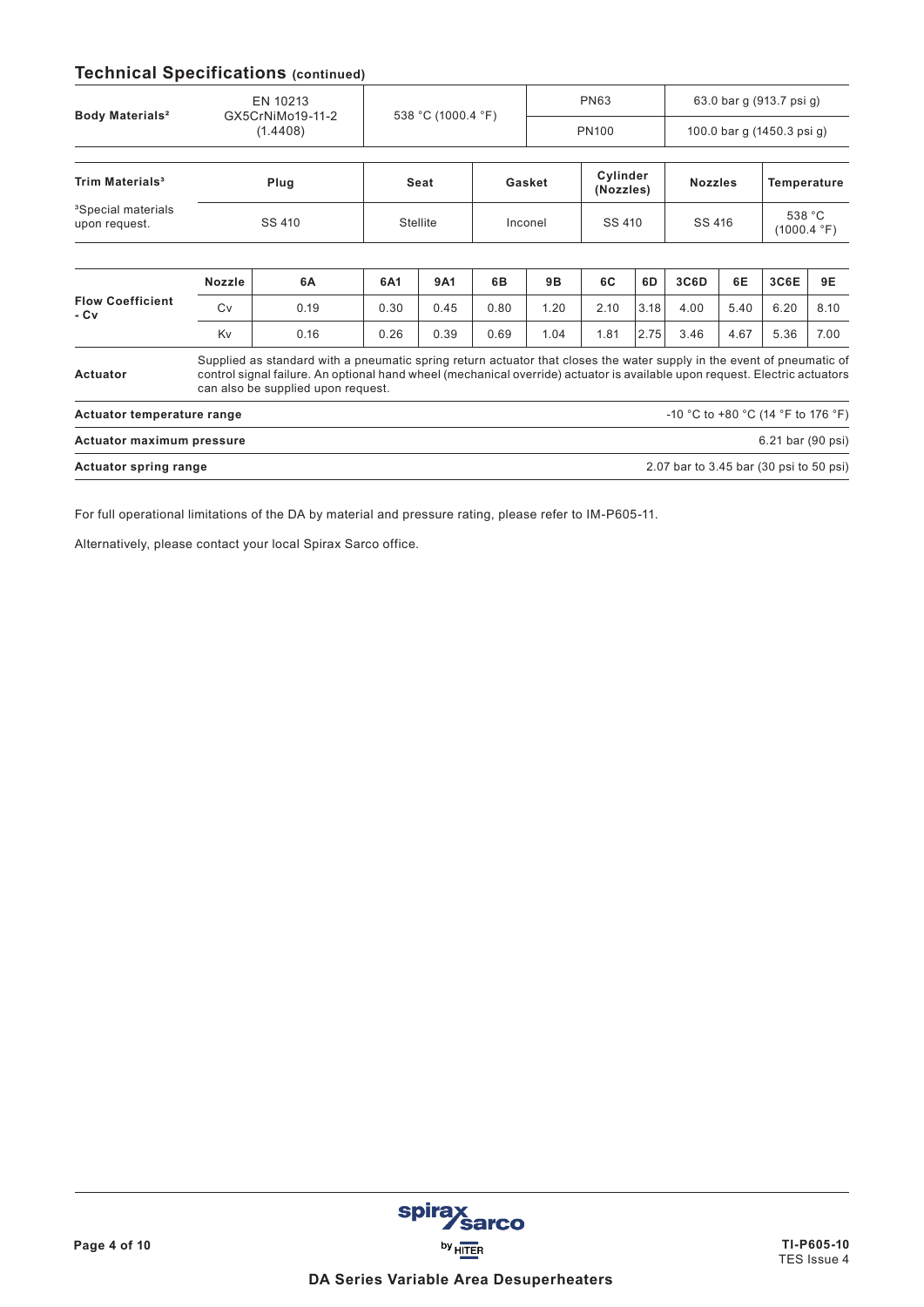## Technical Specifications (continued)

| Body Materials[2] | EN 10213 GX5CrNiMo19-11-2 (1.4408) | 538 °C (1000.4 °F) | PN63 | 63.0 bar g (913.7 psi g) |
|---|---|---|---|---|
| | | | PN100 | 100.0 bar g (1450.3 psi g) |

| Trim Materials[3] | Plug | Seat | Gasket | Cylinder (Nozzles) | Nozzles | Temperature |
|---|---|---|---|---|---|---|
| [3]Special materials upon request. | SS 410 | Stellite | Inconel | SS 410 | SS 416 | 538 °C (1000.4 °F) |

| | Nozzle | 6A | 6A1 | 9A1 | 6B | 9B | 6C | 6D | 3C6D | 6E | 3C6E | 9E |
|---|---|---|---|---|---|---|---|---|---|---|---|---|
| **Flow Coefficient - Cv** | Cv | 0.19 | 0.30 | 0.45 | 0.80 | 1.20 | 2.10 | 3.18 | 4.00 | 5.40 | 6.20 | 8.10 |
| | Kv | 0.16 | 0.26 | 0.39 | 0.69 | 1.04 | 1.81 | 2.75 | 3.46 | 4.67 | 5.36 | 7.00 |

| | |
|---|---|
| **Actuator** | Supplied as standard with a pneumatic spring return actuator that closes the water supply in the event of pneumatic of control signal failure. An optional hand wheel (mechanical override) actuator is available upon request. Electric actuators can also be supplied upon request. |
| **Actuator temperature range** | -10 °C to +80 °C (14 °F to 176 °F) |
| **Actuator maximum pressure** | 6.21 bar (90 psi) |
| **Actuator spring range** | 2.07 bar to 3.45 bar (30 psi to 50 psi) |

For full operational limitations of the DA by material and pressure rating, please refer to IM-P605-11.

Alternatively, please contact your local Spirax Sarco office.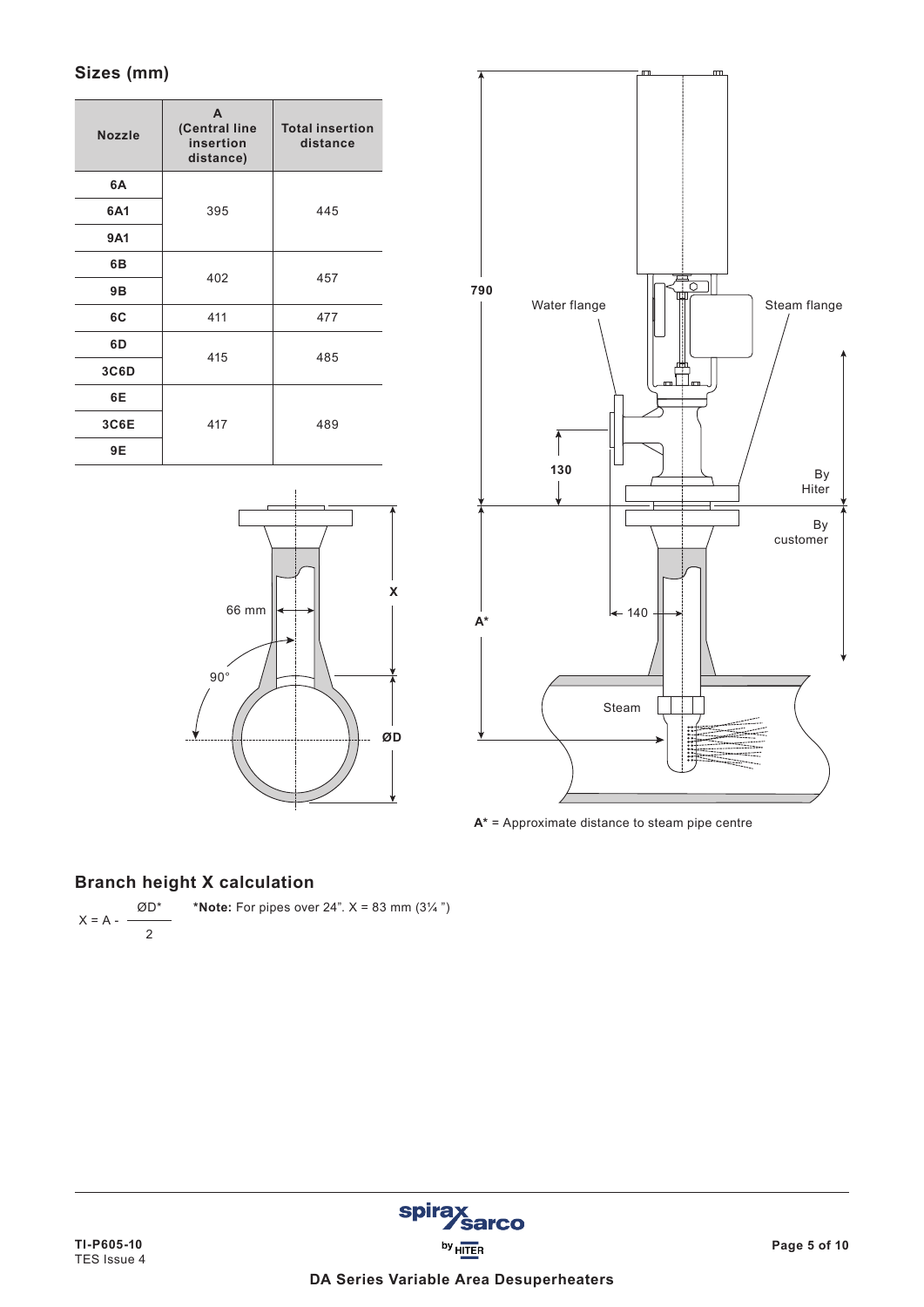## Sizes (mm)

| Nozzle | A (Central line insertion distance) | Total insertion distance |
|---|---|---|
| 6A | 395 | 445 |
| 6A1 | | |
| 9A1 | | |
| 6B | 402 | 457 |
| 9B | | |
| 6C | 411 | 477 |
| 6D | 415 | 485 |
| 3C6D | | |
| 6E | 417 | 489 |
| 3C6E | | |
| 9E | | |

A* = Approximate distance to steam pipe centre

## Branch height X calculation

$$X = A - \frac{ØD^*}{2}$$

***Note:** For pipes over 24". X = 83 mm (3¼ ")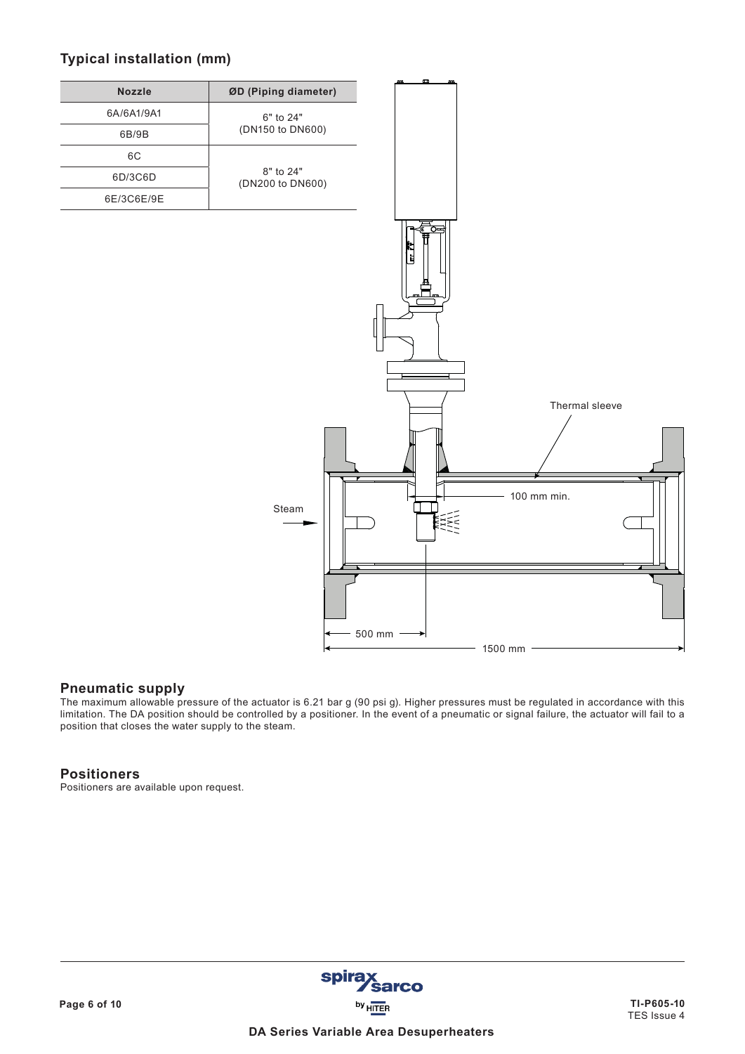## Typical installation (mm)

| Nozzle | ØD (Piping diameter) |
|---|---|
| 6A/6A1/9A1 | 6" to 24" (DN150 to DN600) |
| 6B/9B | |
| 6C | 8" to 24" (DN200 to DN600) |
| 6D/3C6D | |
| 6E/3C6E/9E | |

## Pneumatic supply

The maximum allowable pressure of the actuator is 6.21 bar g (90 psi g). Higher pressures must be regulated in accordance with this limitation. The DA position should be controlled by a positioner. In the event of a pneumatic or signal failure, the actuator will fail to a position that closes the water supply to the steam.

## Positioners

Positioners are available upon request.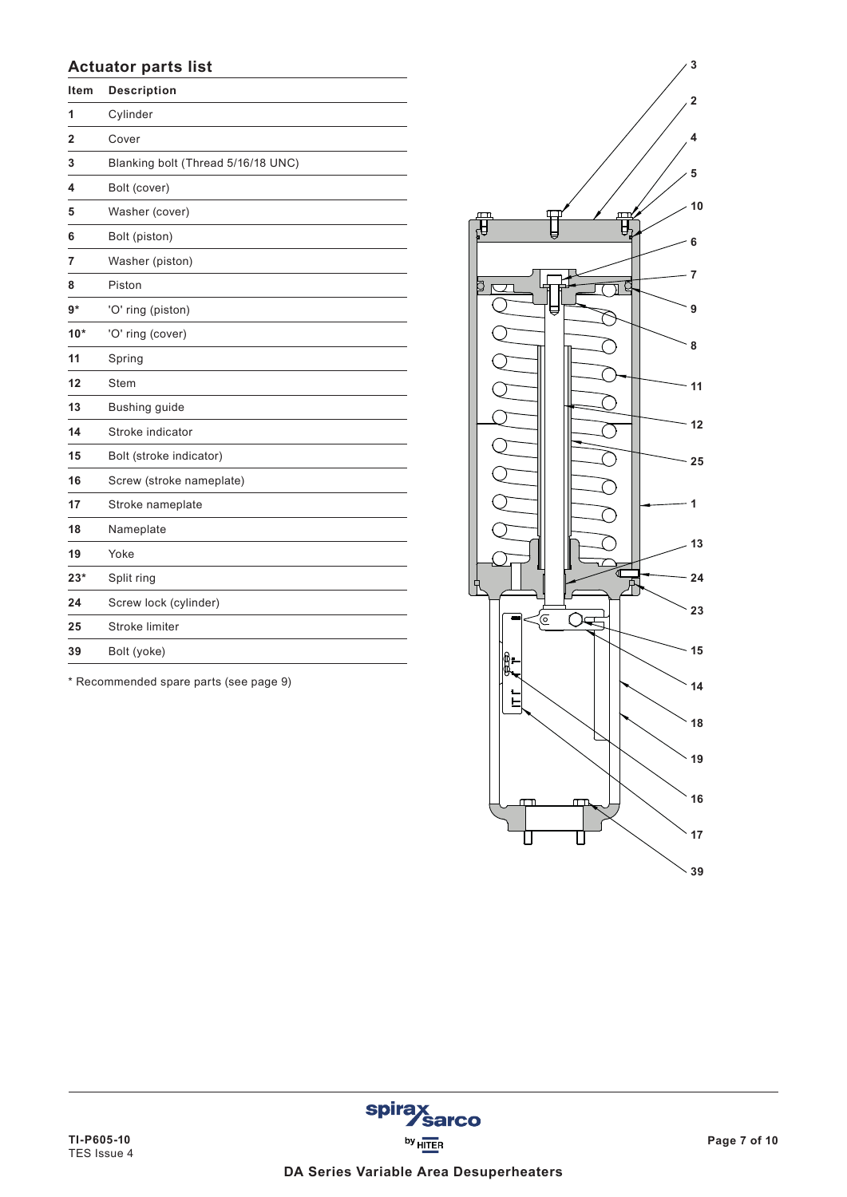## Actuator parts list

| Item | Description |
|---|---|
| 1 | Cylinder |
| 2 | Cover |
| 3 | Blanking bolt (Thread 5/16/18 UNC) |
| 4 | Bolt (cover) |
| 5 | Washer (cover) |
| 6 | Bolt (piston) |
| 7 | Washer (piston) |
| 8 | Piston |
| 9* | 'O' ring (piston) |
| 10* | 'O' ring (cover) |
| 11 | Spring |
| 12 | Stem |
| 13 | Bushing guide |
| 14 | Stroke indicator |
| 15 | Bolt (stroke indicator) |
| 16 | Screw (stroke nameplate) |
| 17 | Stroke nameplate |
| 18 | Nameplate |
| 19 | Yoke |
| 23* | Split ring |
| 24 | Screw lock (cylinder) |
| 25 | Stroke limiter |
| 39 | Bolt (yoke) |

* Recommended spare parts (see page 9)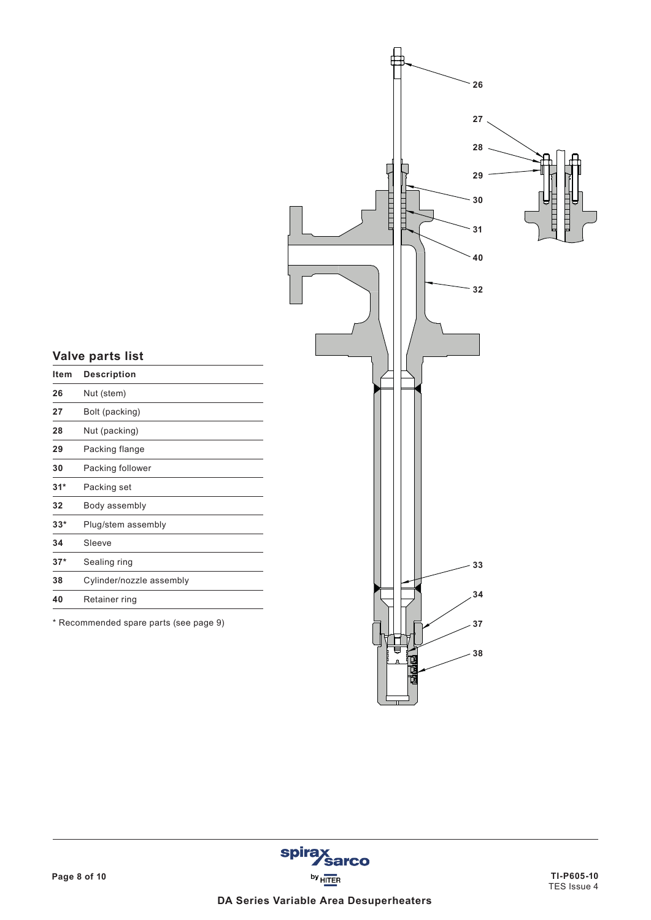## Valve parts list

| Item | Description |
|---|---|
| 26 | Nut (stem) |
| 27 | Bolt (packing) |
| 28 | Nut (packing) |
| 29 | Packing flange |
| 30 | Packing follower |
| 31* | Packing set |
| 32 | Body assembly |
| 33* | Plug/stem assembly |
| 34 | Sleeve |
| 37* | Sealing ring |
| 38 | Cylinder/nozzle assembly |
| 40 | Retainer ring |

* Recommended spare parts (see page 9)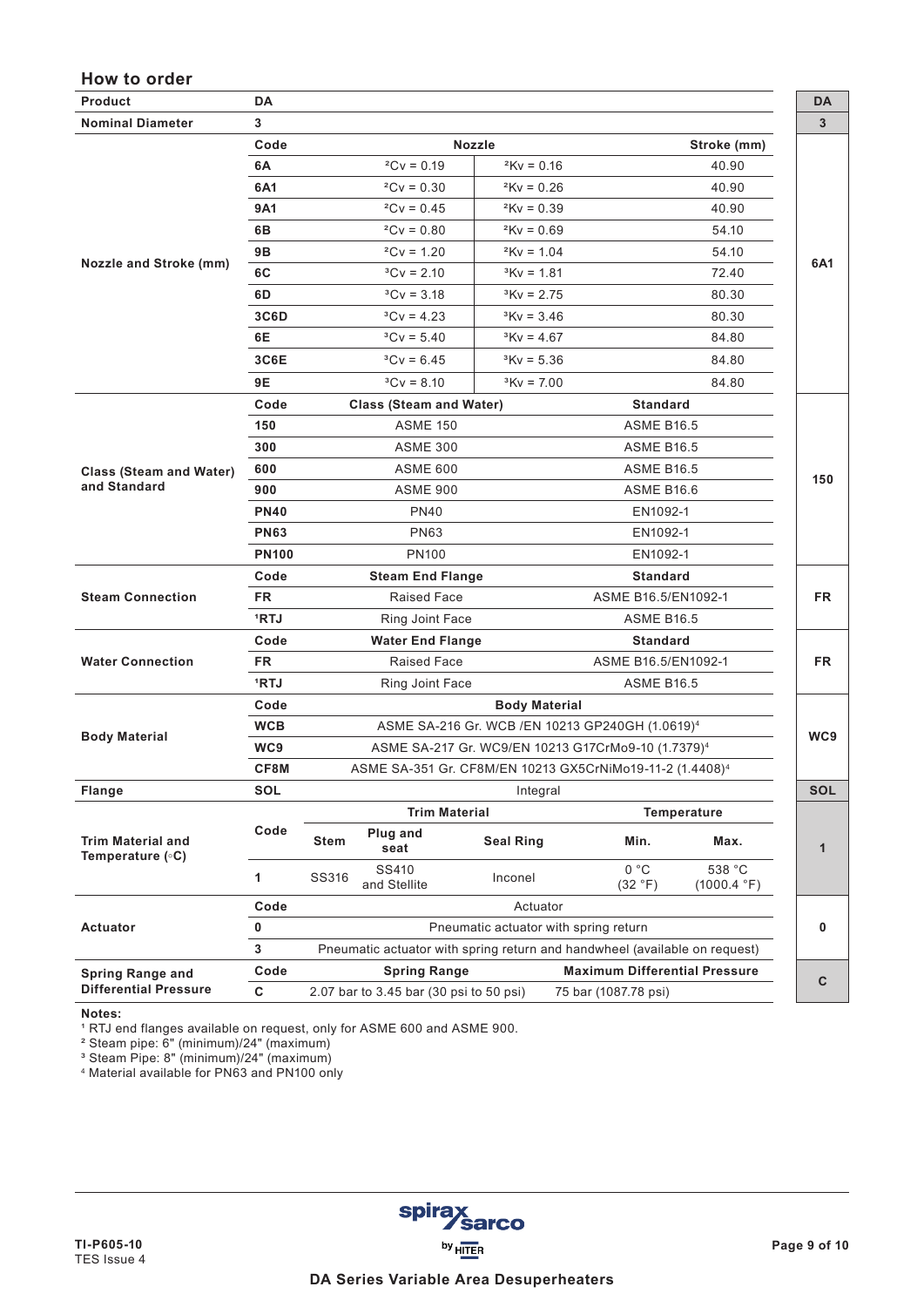## How to order

| | | | | | | Example |
|---|---|---|---|---|---|---|
| **Product** | **DA** | | | | | **DA** |
| **Nominal Diameter** | **3** | | | | | **3** |
| **Nozzle and Stroke (mm)** | **Code** | **Nozzle** | | | **Stroke (mm)** | **6A1** |
| | **6A** | ²Cv = 0.19 | ²Kv = 0.16 | | 40.90 | |
| | **6A1** | ²Cv = 0.30 | ²Kv = 0.26 | | 40.90 | |
| | **9A1** | ²Cv = 0.45 | ²Kv = 0.39 | | 40.90 | |
| | **6B** | ²Cv = 0.80 | ²Kv = 0.69 | | 54.10 | |
| | **9B** | ²Cv = 1.20 | ²Kv = 1.04 | | 54.10 | |
| | **6C** | ³Cv = 2.10 | ³Kv = 1.81 | | 72.40 | |
| | **6D** | ³Cv = 3.18 | ³Kv = 2.75 | | 80.30 | |
| | **3C6D** | ³Cv = 4.23 | ³Kv = 3.46 | | 80.30 | |
| | **6E** | ³Cv = 5.40 | ³Kv = 4.67 | | 84.80 | |
| | **3C6E** | ³Cv = 6.45 | ³Kv = 5.36 | | 84.80 | |
| | **9E** | ³Cv = 8.10 | ³Kv = 7.00 | | 84.80 | |
| **Class (Steam and Water) and Standard** | **Code** | **Class (Steam and Water)** | | **Standard** | | **150** |
| | **150** | ASME 150 | | ASME B16.5 | | |
| | **300** | ASME 300 | | ASME B16.5 | | |
| | **600** | ASME 600 | | ASME B16.5 | | |
| | **900** | ASME 900 | | ASME B16.6 | | |
| | **PN40** | PN40 | | EN1092-1 | | |
| | **PN63** | PN63 | | EN1092-1 | | |
| | **PN100** | PN100 | | EN1092-1 | | |
| **Steam Connection** | **Code** | **Steam End Flange** | | **Standard** | | **FR** |
| | **FR** | Raised Face | | ASME B16.5/EN1092-1 | | |
| | **¹RTJ** | Ring Joint Face | | ASME B16.5 | | |
| **Water Connection** | **Code** | **Water End Flange** | | **Standard** | | **FR** |
| | **FR** | Raised Face | | ASME B16.5/EN1092-1 | | |
| | **¹RTJ** | Ring Joint Face | | ASME B16.5 | | |
| **Body Material** | **Code** | **Body Material** | | | | **WC9** |
| | **WCB** | ASME SA-216 Gr. WCB /EN 10213 GP240GH (1.0619)⁴ | | | | |
| | **WC9** | ASME SA-217 Gr. WC9/EN 10213 G17CrMo9-10 (1.7379)⁴ | | | | |
| | **CF8M** | ASME SA-351 Gr. CF8M/EN 10213 GX5CrNiMo19-11-2 (1.4408)⁴ | | | | |
| **Flange** | **SOL** | Integral | | | | **SOL** |

| | | **Trim Material** | | | **Temperature** | | Example |
|---|---|---|---|---|---|---|---|
| **Trim Material and Temperature (°C)** | **Code** | **Stem** | **Plug and seat** | **Seal Ring** | **Min.** | **Max.** | **1** |
| | **1** | SS316 | SS410 and Stellite | Inconel | 0 °C (32 °F) | 538 °C (1000.4 °F) | |

| | | | | Example |
|---|---|---|---|---|
| **Actuator** | **Code** | Actuator | | **0** |
| | **0** | Pneumatic actuator with spring return | | |
| | **3** | Pneumatic actuator with spring return and handwheel (available on request) | | |
| **Spring Range and Differential Pressure** | **Code** | **Spring Range** | **Maximum Differential Pressure** | **C** |
| | **C** | 2.07 bar to 3.45 bar (30 psi to 50 psi) | 75 bar (1087.78 psi) | |

**Notes:**

¹ RTJ end flanges available on request, only for ASME 600 and ASME 900.
² Steam pipe: 6" (minimum)/24" (maximum)
³ Steam Pipe: 8" (minimum)/24" (maximum)
⁴ Material available for PN63 and PN100 only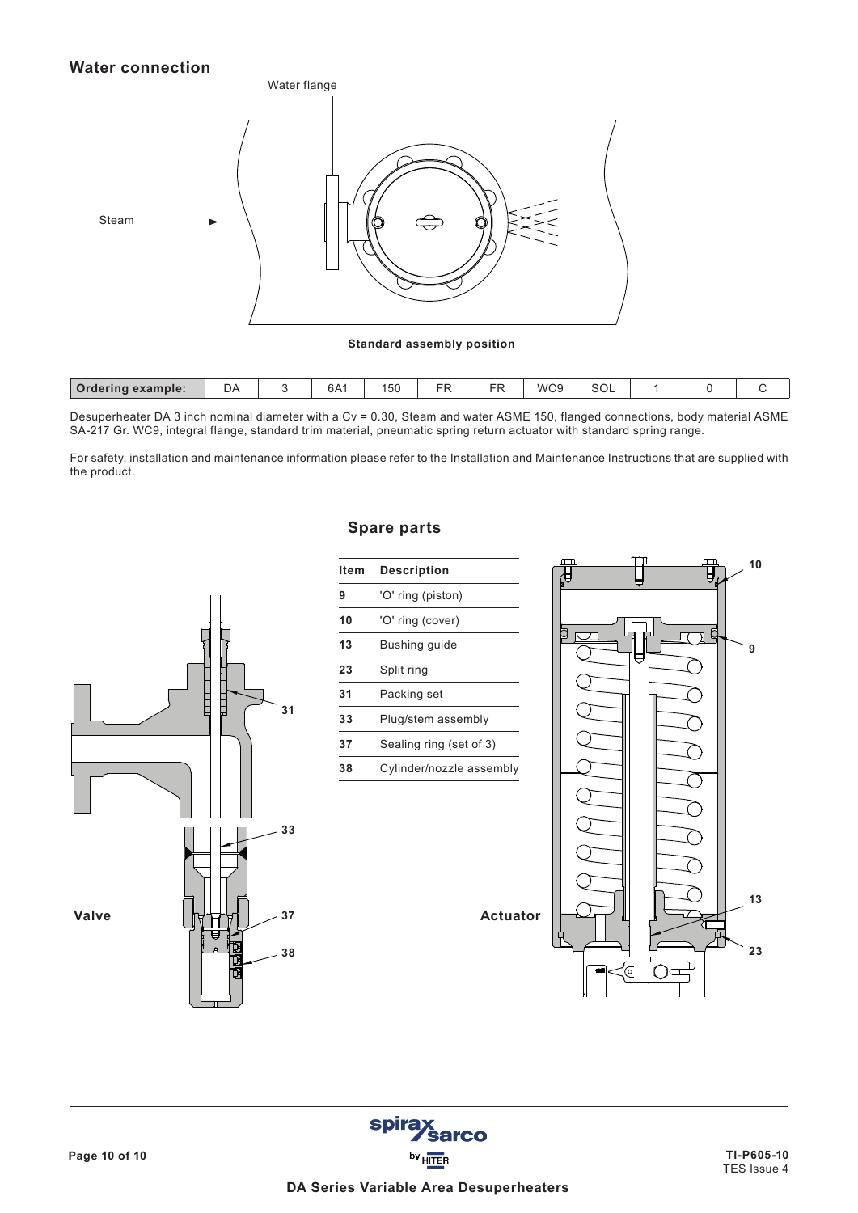## Water connection

Water flange

Steam

**Standard assembly position**

| Ordering example: | DA | 3 | 6A1 | 150 | FR | FR | WC9 | SOL | 1 | 0 | C |
|---|---|---|---|---|---|---|---|---|---|---|---|

Desuperheater DA 3 inch nominal diameter with a Cv = 0.30, Steam and water ASME 150, flanged connections, body material ASME SA-217 Gr. WC9, integral flange, standard trim material, pneumatic spring return actuator with standard spring range.

For safety, installation and maintenance information please refer to the Installation and Maintenance Instructions that are supplied with the product.

## Spare parts

| Item | Description |
|---|---|
| 9 | 'O' ring (piston) |
| 10 | 'O' ring (cover) |
| 13 | Bushing guide |
| 23 | Split ring |
| 31 | Packing set |
| 33 | Plug/stem assembly |
| 37 | Sealing ring (set of 3) |
| 38 | Cylinder/nozzle assembly |

Valve

31

33

37

38

Actuator

10

9

13

23